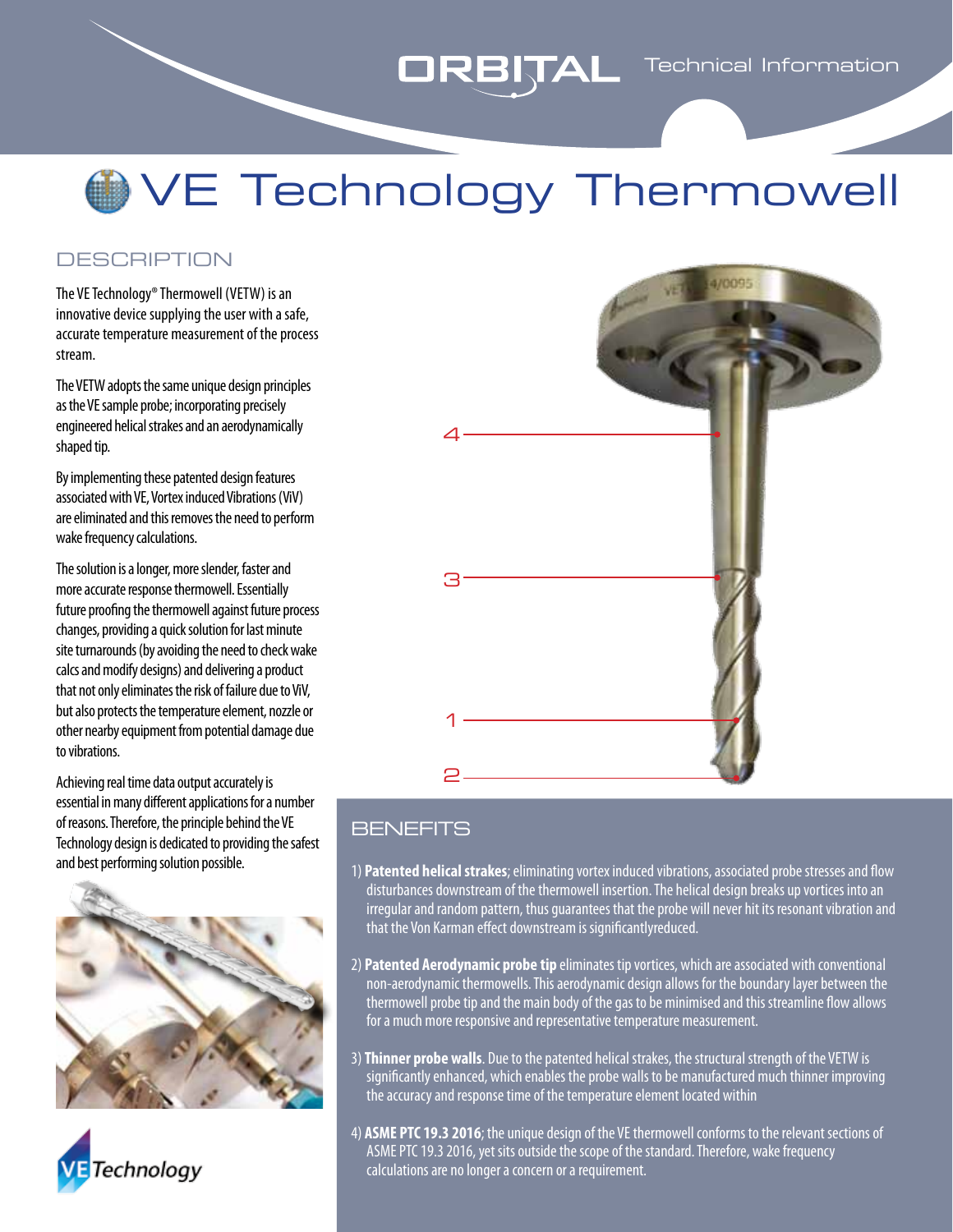# VE Technology Thermowell

## DESCRIPTION

The VE Technology® Thermowell (VETW) is an innovative device supplying the user with a safe, accurate temperature measurement of the process stream.

The VETW adopts the same unique design principles as the VE sample probe; incorporating precisely engineered helical strakes and an aerodynamically shaped tip.

By implementing these patented design features associated with VE, Vortex induced Vibrations (ViV) are eliminated and this removes the need to perform wake frequency calculations.

The solution is a longer, more slender, faster and more accurate response thermowell. Essentially future proofing the thermowell against future process changes, providing a quick solution for last minute site turnarounds (by avoiding the need to check wake calcs and modify designs) and delivering a product that not only eliminates the risk of failure due to ViV, but also protects the temperature element, nozzle or other nearby equipment from potential damage due to vibrations.

Achieving real time data output accurately is essential in many different applications for a number of reasons. Therefore, the principle behind the VE Technology design is dedicated to providing the safest and best performing solution possible.

## BENEFITS

1) **Patented helical strakes**; eliminating vortex induced vibrations, associated probe stresses and flow disturbances downstream of the thermowell insertion. The helical design breaks up vortices into an irregular and random pattern, thus guarantees that the probe will never hit its resonant vibration and that the Von Karman effect downstream is significantlyreduced.

2) **Patented Aerodynamic probe tip** eliminates tip vortices, which are associated with conventional non-aerodynamic thermowells. This aerodynamic design allows for the boundary layer between the thermowell probe tip and the main body of the gas to be minimised and this streamline flow allows for a much more responsive and representative temperature measurement.

3) **Thinner probe walls**. Due to the patented helical strakes, the structural strength of the VETW is significantly enhanced, which enables the probe walls to be manufactured much thinner improving the accuracy and response time of the temperature element located within

4) **ASME PTC 19.3 2016**; the unique design of the VE thermowell conforms to the relevant sections of ASME PTC 19.3 2016, yet sits outside the scope of the standard. Therefore, wake frequency calculations are no longer a concern or a requirement.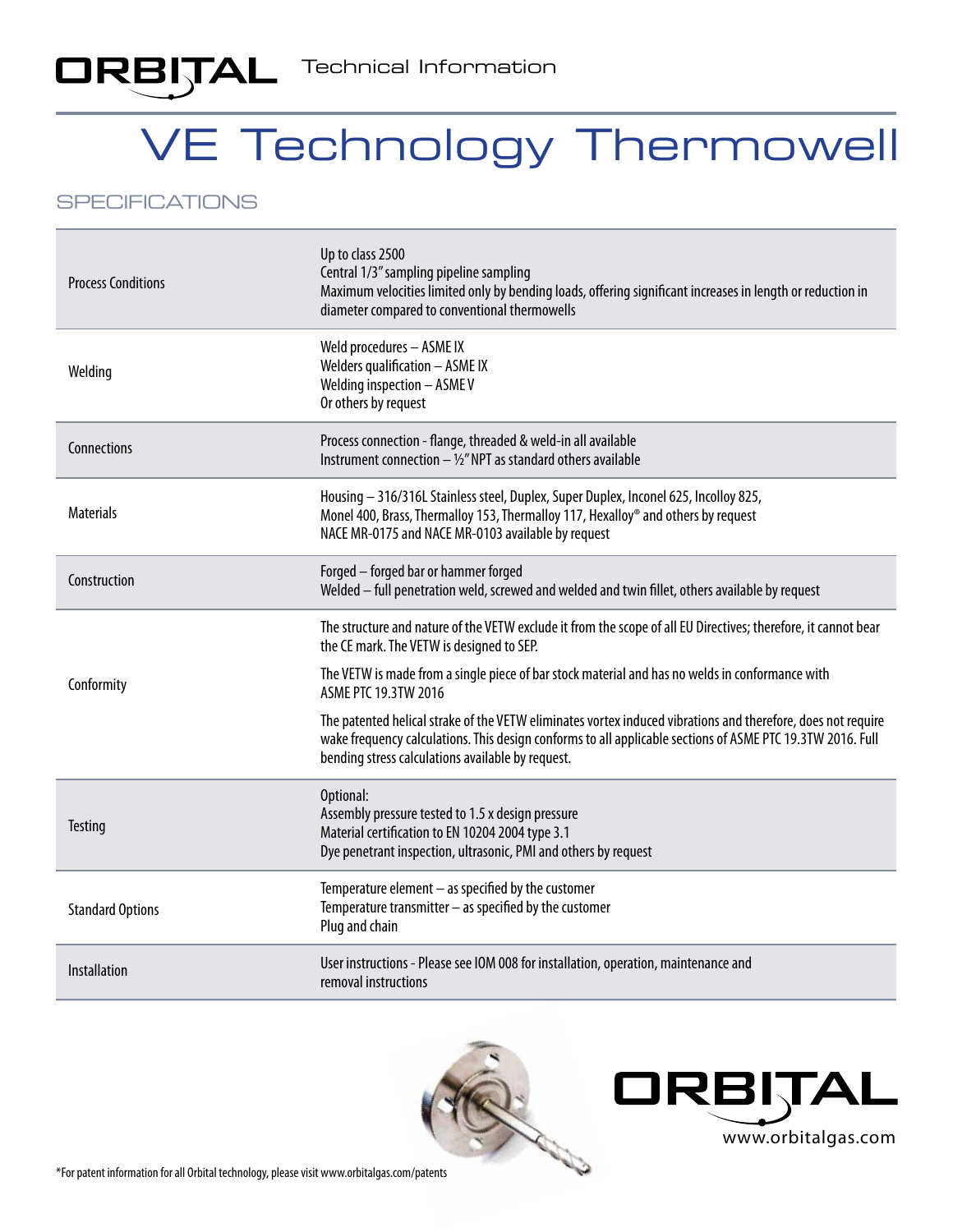# VE Technology Thermowell

## SPECIFICATIONS

| | |
|---|---|
| Process Conditions | Up to class 2500<br>Central 1/3" sampling pipeline sampling<br>Maximum velocities limited only by bending loads, offering significant increases in length or reduction in diameter compared to conventional thermowells |
| Welding | Weld procedures – ASME IX<br>Welders qualification – ASME IX<br>Welding inspection – ASME V<br>Or others by request |
| Connections | Process connection - flange, threaded & weld-in all available<br>Instrument connection – ½" NPT as standard others available |
| Materials | Housing – 316/316L Stainless steel, Duplex, Super Duplex, Inconel 625, Incolloy 825, Monel 400, Brass, Thermalloy 153, Thermalloy 117, Hexalloy® and others by request<br>NACE MR-0175 and NACE MR-0103 available by request |
| Construction | Forged – forged bar or hammer forged<br>Welded – full penetration weld, screwed and welded and twin fillet, others available by request |
| Conformity | The structure and nature of the VETW exclude it from the scope of all EU Directives; therefore, it cannot bear the CE mark. The VETW is designed to SEP.<br>The VETW is made from a single piece of bar stock material and has no welds in conformance with ASME PTC 19.3TW 2016<br>The patented helical strake of the VETW eliminates vortex induced vibrations and therefore, does not require wake frequency calculations. This design conforms to all applicable sections of ASME PTC 19.3TW 2016. Full bending stress calculations available by request. |
| Testing | Optional:<br>Assembly pressure tested to 1.5 x design pressure<br>Material certification to EN 10204 2004 type 3.1<br>Dye penetrant inspection, ultrasonic, PMI and others by request |
| Standard Options | Temperature element – as specified by the customer<br>Temperature transmitter – as specified by the customer<br>Plug and chain |
| Installation | User instructions - Please see IOM 008 for installation, operation, maintenance and removal instructions |

ORBITAL
www.orbitalgas.com

*For patent information for all Orbital technology, please visit www.orbitalgas.com/patents